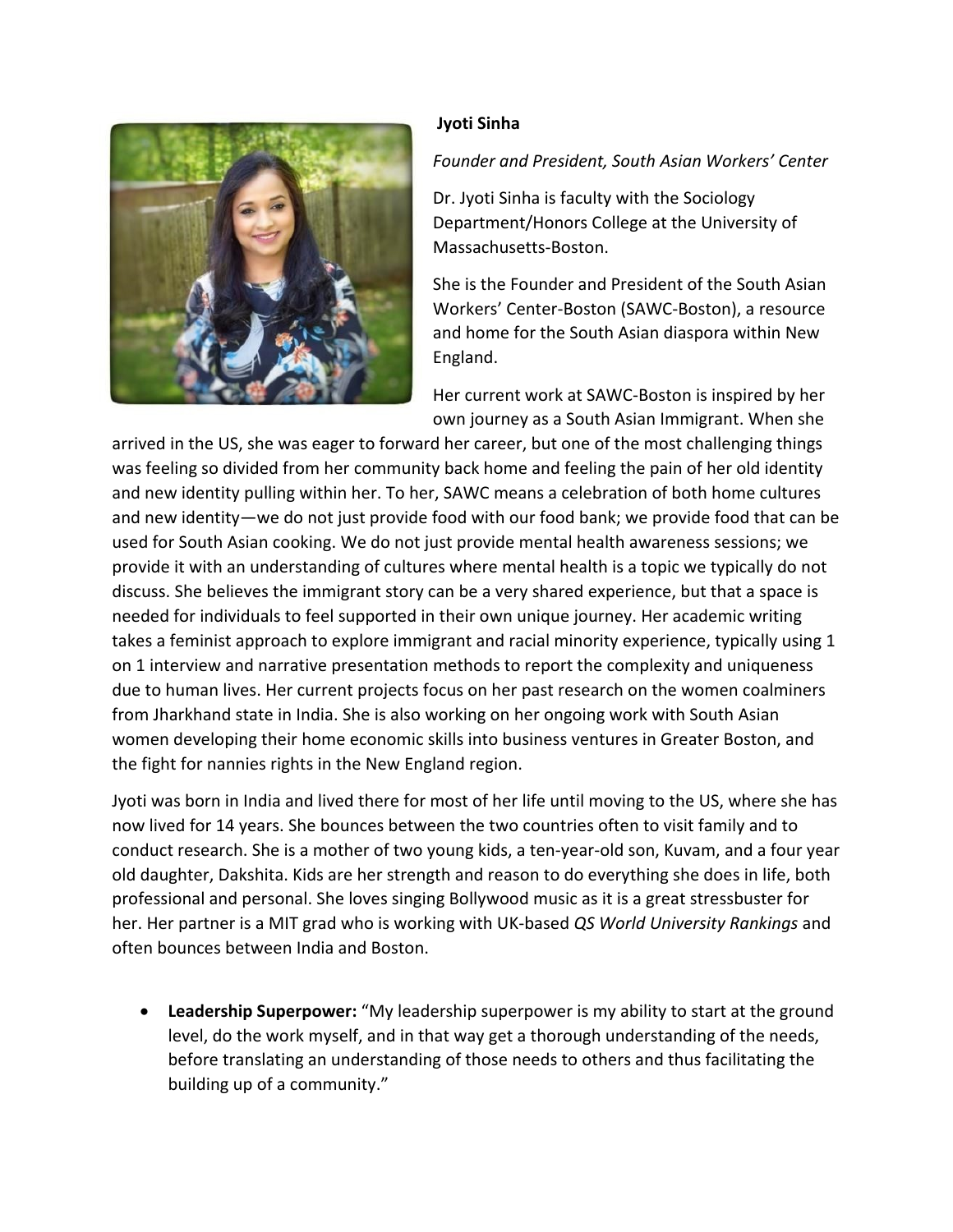**Jyoti Sinha**

*Founder and President, South Asian Workers' Center*

Dr. Jyoti Sinha is faculty with the Sociology Department/Honors College at the University of Massachusetts-Boston.

She is the Founder and President of the South Asian Workers' Center-Boston (SAWC-Boston), a resource and home for the South Asian diaspora within New England.

Her current work at SAWC-Boston is inspired by her own journey as a South Asian Immigrant. When she arrived in the US, she was eager to forward her career, but one of the most challenging things was feeling so divided from her community back home and feeling the pain of her old identity and new identity pulling within her. To her, SAWC means a celebration of both home cultures and new identity—we do not just provide food with our food bank; we provide food that can be used for South Asian cooking. We do not just provide mental health awareness sessions; we provide it with an understanding of cultures where mental health is a topic we typically do not discuss. She believes the immigrant story can be a very shared experience, but that a space is needed for individuals to feel supported in their own unique journey. Her academic writing takes a feminist approach to explore immigrant and racial minority experience, typically using 1 on 1 interview and narrative presentation methods to report the complexity and uniqueness due to human lives. Her current projects focus on her past research on the women coalminers from Jharkhand state in India. She is also working on her ongoing work with South Asian women developing their home economic skills into business ventures in Greater Boston, and the fight for nannies rights in the New England region.

Jyoti was born in India and lived there for most of her life until moving to the US, where she has now lived for 14 years. She bounces between the two countries often to visit family and to conduct research. She is a mother of two young kids, a ten-year-old son, Kuvam, and a four year old daughter, Dakshita. Kids are her strength and reason to do everything she does in life, both professional and personal. She loves singing Bollywood music as it is a great stressbuster for her. Her partner is a MIT grad who is working with UK-based *QS World University Rankings* and often bounces between India and Boston.

- **Leadership Superpower:** "My leadership superpower is my ability to start at the ground level, do the work myself, and in that way get a thorough understanding of the needs, before translating an understanding of those needs to others and thus facilitating the building up of a community."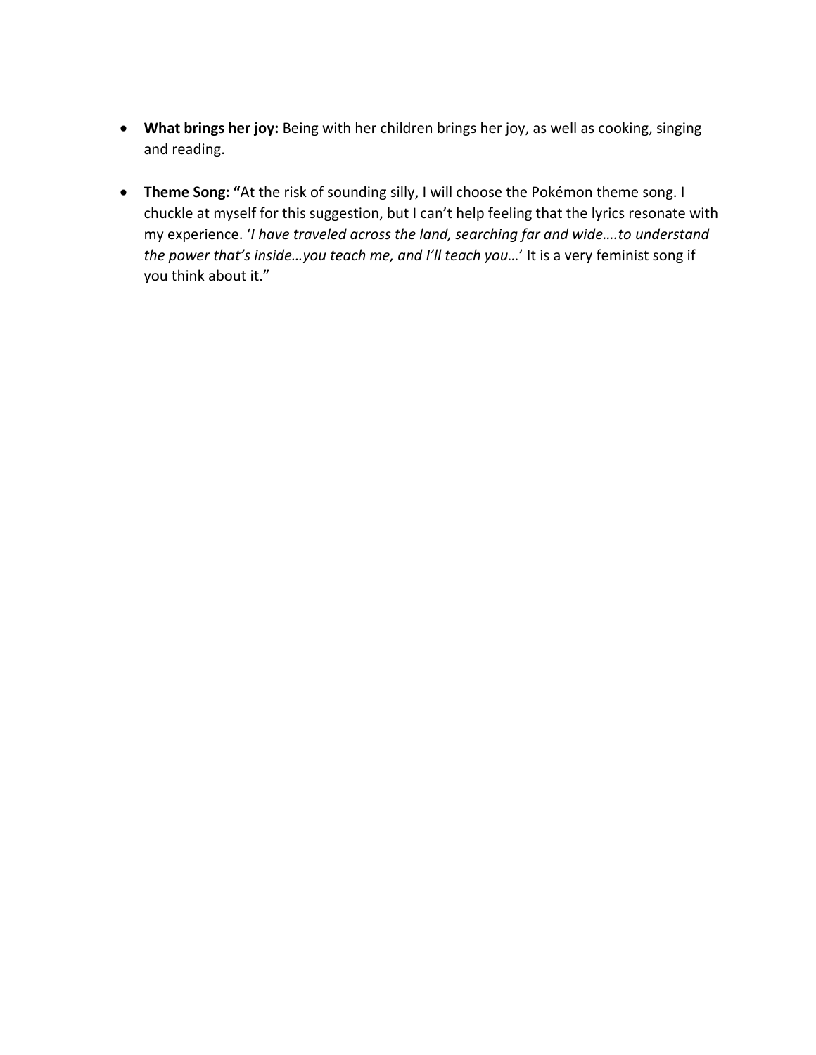- **What brings her joy:** Being with her children brings her joy, as well as cooking, singing and reading.

- **Theme Song: "**At the risk of sounding silly, I will choose the Pokémon theme song. I chuckle at myself for this suggestion, but I can't help feeling that the lyrics resonate with my experience. '*I have traveled across the land, searching far and wide….to understand the power that's inside…you teach me, and I'll teach you…*' It is a very feminist song if you think about it."